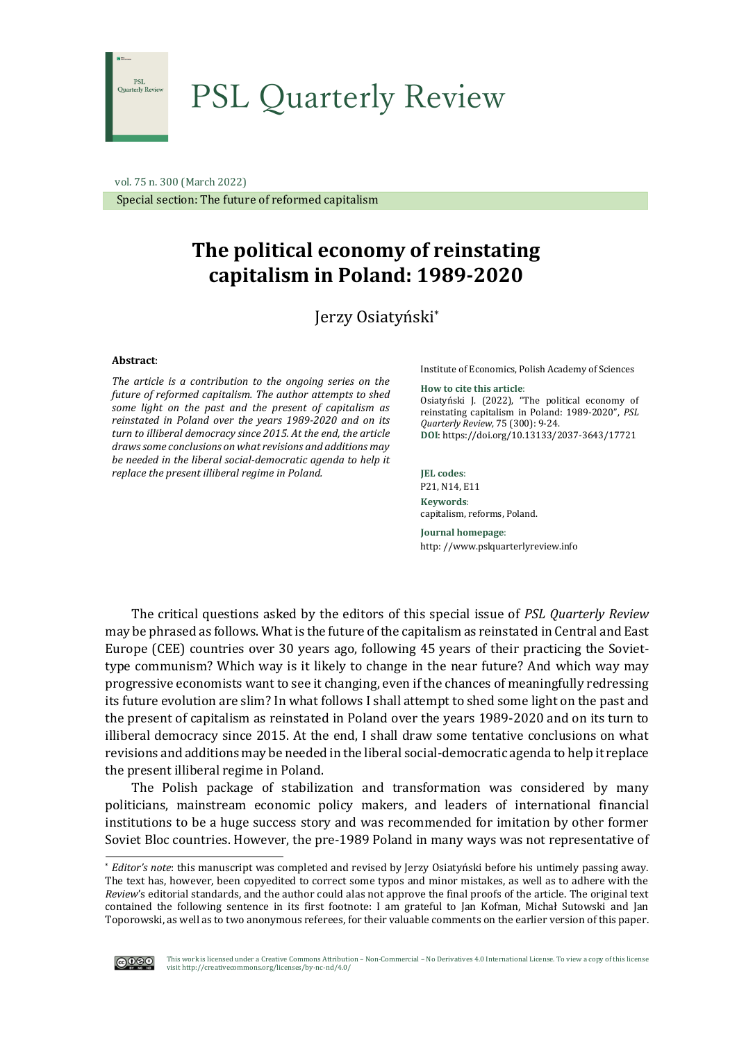PSL Quarterly Review

vol. 75 n. 300 (March 2022)

Special section: The future of reformed capitalism

# The political economy of reinstating capitalism in Poland: 1989-2020

Jerzy Osiatyński*

**Abstract**:

*The article is a contribution to the ongoing series on the future of reformed capitalism. The author attempts to shed some light on the past and the present of capitalism as reinstated in Poland over the years 1989-2020 and on its turn to illiberal democracy since 2015. At the end, the article draws some conclusions on what revisions and additions may be needed in the liberal social-democratic agenda to help it replace the present illiberal regime in Poland.*

Institute of Economics, Polish Academy of Sciences

**How to cite this article**:
Osiatyński J. (2022), "The political economy of reinstating capitalism in Poland: 1989-2020", *PSL Quarterly Review*, 75 (300): 9-24.
**DOI**: https://doi.org/10.13133/2037-3643/17721

**JEL codes**:
P21, N14, E11

**Keywords**:
capitalism, reforms, Poland.

**Journal homepage**:
http: //www.pslquarterlyreview.info

The critical questions asked by the editors of this special issue of *PSL Quarterly Review* may be phrased as follows. What is the future of the capitalism as reinstated in Central and East Europe (CEE) countries over 30 years ago, following 45 years of their practicing the Soviet-type communism? Which way is it likely to change in the near future? And which way may progressive economists want to see it changing, even if the chances of meaningfully redressing its future evolution are slim? In what follows I shall attempt to shed some light on the past and the present of capitalism as reinstated in Poland over the years 1989-2020 and on its turn to illiberal democracy since 2015. At the end, I shall draw some tentative conclusions on what revisions and additions may be needed in the liberal social-democratic agenda to help it replace the present illiberal regime in Poland.

The Polish package of stabilization and transformation was considered by many politicians, mainstream economic policy makers, and leaders of international financial institutions to be a huge success story and was recommended for imitation by other former Soviet Bloc countries. However, the pre-1989 Poland in many ways was not representative of

---

\* *Editor's note*: this manuscript was completed and revised by Jerzy Osiatyński before his untimely passing away. The text has, however, been copyedited to correct some typos and minor mistakes, as well as to adhere with the *Review*'s editorial standards, and the author could alas not approve the final proofs of the article. The original text contained the following sentence in its first footnote: I am grateful to Jan Kofman, Michał Sutowski and Jan Toporowski, as well as to two anonymous referees, for their valuable comments on the earlier version of this paper.

This work is licensed under a Creative Commons Attribution – Non-Commercial – No Derivatives 4.0 International License. To view a copy of this license visit http://creativecommons.org/licenses/by-nc-nd/4.0/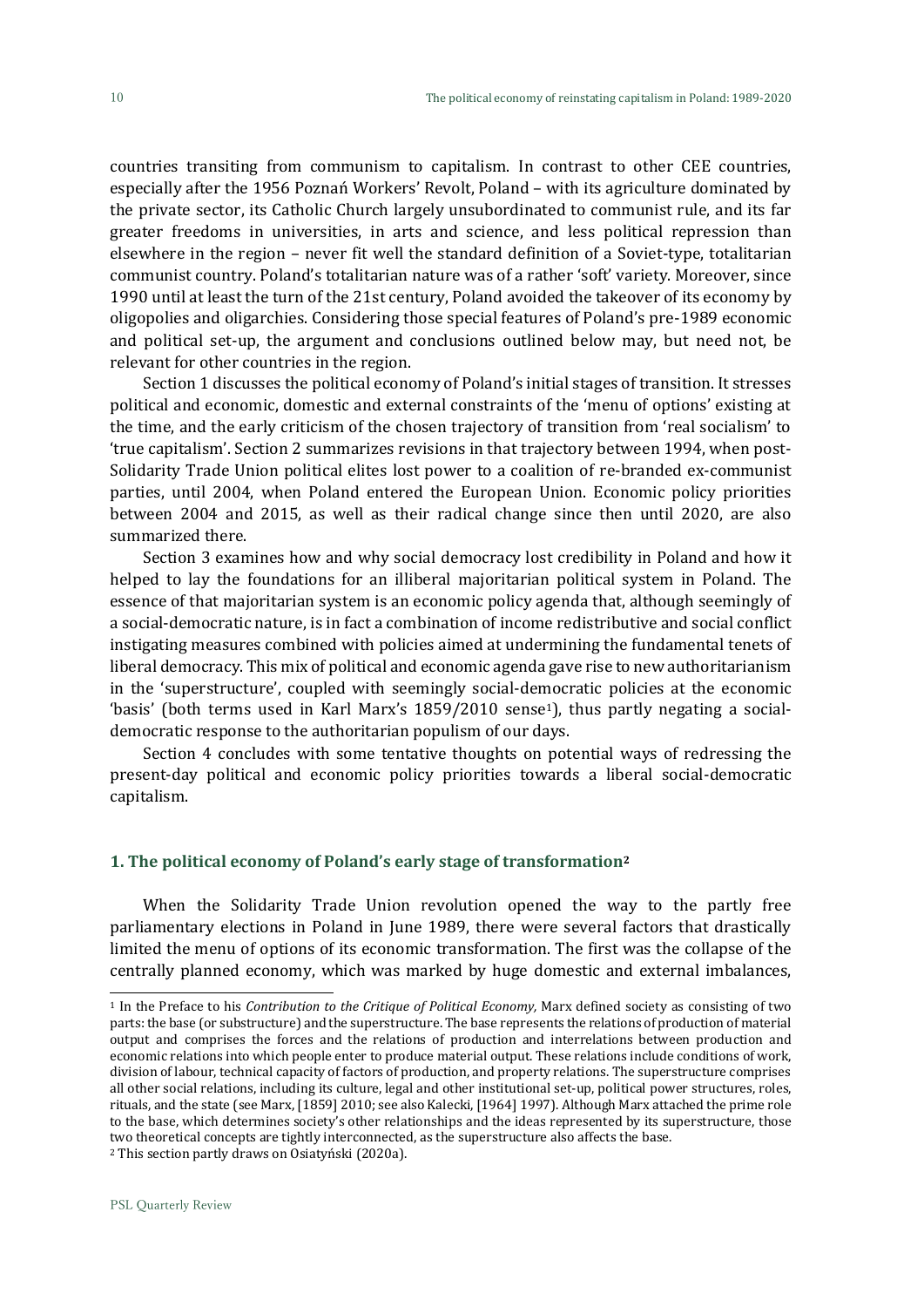countries transiting from communism to capitalism. In contrast to other CEE countries, especially after the 1956 Poznań Workers' Revolt, Poland – with its agriculture dominated by the private sector, its Catholic Church largely unsubordinated to communist rule, and its far greater freedoms in universities, in arts and science, and less political repression than elsewhere in the region – never fit well the standard definition of a Soviet-type, totalitarian communist country. Poland's totalitarian nature was of a rather 'soft' variety. Moreover, since 1990 until at least the turn of the 21st century, Poland avoided the takeover of its economy by oligopolies and oligarchies. Considering those special features of Poland's pre-1989 economic and political set-up, the argument and conclusions outlined below may, but need not, be relevant for other countries in the region.

Section 1 discusses the political economy of Poland's initial stages of transition. It stresses political and economic, domestic and external constraints of the 'menu of options' existing at the time, and the early criticism of the chosen trajectory of transition from 'real socialism' to 'true capitalism'. Section 2 summarizes revisions in that trajectory between 1994, when post-Solidarity Trade Union political elites lost power to a coalition of re-branded ex-communist parties, until 2004, when Poland entered the European Union. Economic policy priorities between 2004 and 2015, as well as their radical change since then until 2020, are also summarized there.

Section 3 examines how and why social democracy lost credibility in Poland and how it helped to lay the foundations for an illiberal majoritarian political system in Poland. The essence of that majoritarian system is an economic policy agenda that, although seemingly of a social-democratic nature, is in fact a combination of income redistributive and social conflict instigating measures combined with policies aimed at undermining the fundamental tenets of liberal democracy. This mix of political and economic agenda gave rise to new authoritarianism in the 'superstructure', coupled with seemingly social-democratic policies at the economic 'basis' (both terms used in Karl Marx's 1859/2010 sense[1]), thus partly negating a social-democratic response to the authoritarian populism of our days.

Section 4 concludes with some tentative thoughts on potential ways of redressing the present-day political and economic policy priorities towards a liberal social-democratic capitalism.

## 1. The political economy of Poland's early stage of transformation[2]

When the Solidarity Trade Union revolution opened the way to the partly free parliamentary elections in Poland in June 1989, there were several factors that drastically limited the menu of options of its economic transformation. The first was the collapse of the centrally planned economy, which was marked by huge domestic and external imbalances,

---

[1] In the Preface to his *Contribution to the Critique of Political Economy,* Marx defined society as consisting of two parts: the base (or substructure) and the superstructure. The base represents the relations of production of material output and comprises the forces and the relations of production and interrelations between production and economic relations into which people enter to produce material output. These relations include conditions of work, division of labour, technical capacity of factors of production, and property relations. The superstructure comprises all other social relations, including its culture, legal and other institutional set-up, political power structures, roles, rituals, and the state (see Marx, [1859] 2010; see also Kalecki, [1964] 1997). Although Marx attached the prime role to the base, which determines society's other relationships and the ideas represented by its superstructure, those two theoretical concepts are tightly interconnected, as the superstructure also affects the base.

[2] This section partly draws on Osiatyński (2020a).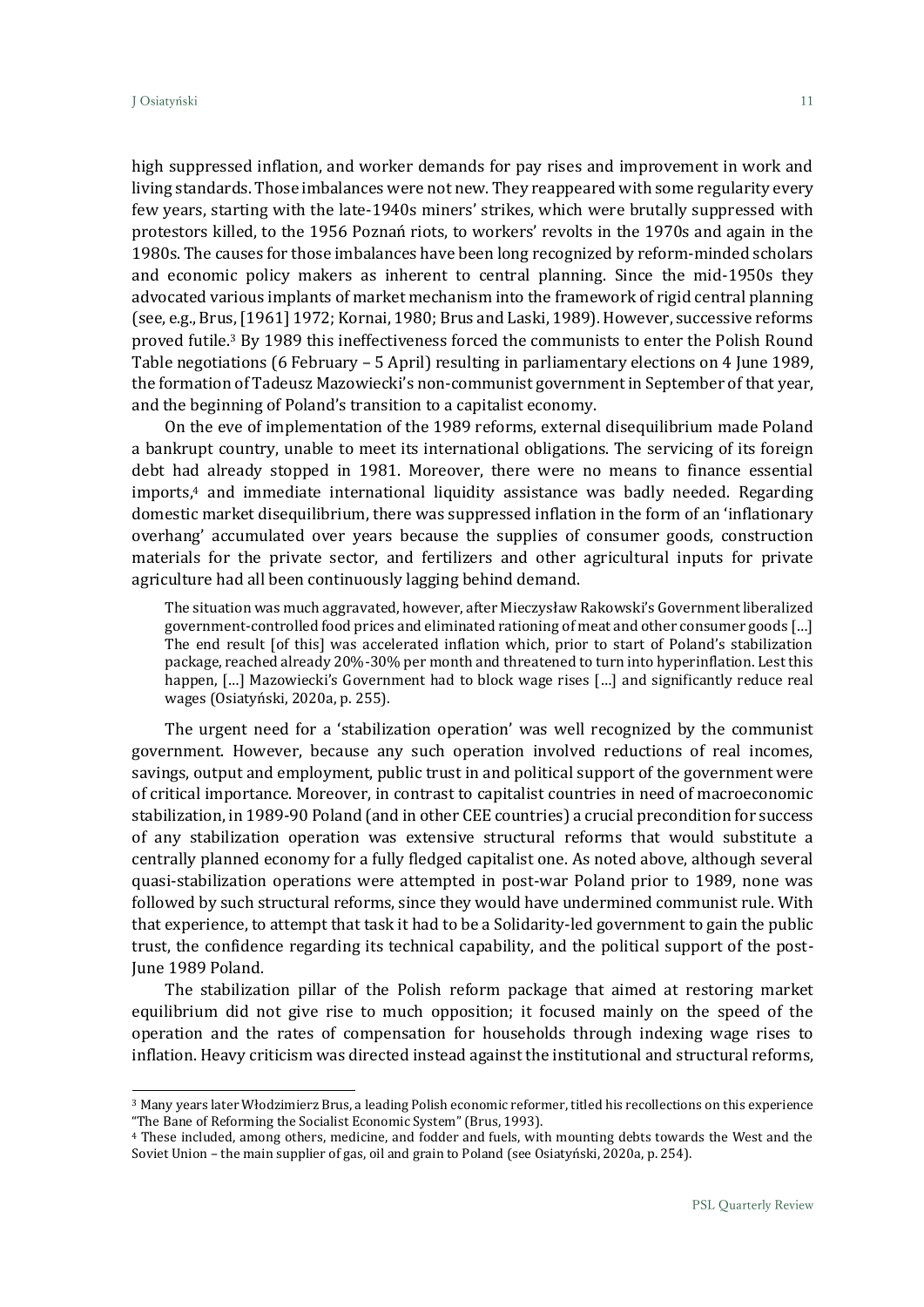high suppressed inflation, and worker demands for pay rises and improvement in work and living standards. Those imbalances were not new. They reappeared with some regularity every few years, starting with the late-1940s miners' strikes, which were brutally suppressed with protestors killed, to the 1956 Poznań riots, to workers' revolts in the 1970s and again in the 1980s. The causes for those imbalances have been long recognized by reform-minded scholars and economic policy makers as inherent to central planning. Since the mid-1950s they advocated various implants of market mechanism into the framework of rigid central planning (see, e.g., Brus, [1961] 1972; Kornai, 1980; Brus and Laski, 1989). However, successive reforms proved futile.[3] By 1989 this ineffectiveness forced the communists to enter the Polish Round Table negotiations (6 February – 5 April) resulting in parliamentary elections on 4 June 1989, the formation of Tadeusz Mazowiecki's non-communist government in September of that year, and the beginning of Poland's transition to a capitalist economy.

On the eve of implementation of the 1989 reforms, external disequilibrium made Poland a bankrupt country, unable to meet its international obligations. The servicing of its foreign debt had already stopped in 1981. Moreover, there were no means to finance essential imports,[4] and immediate international liquidity assistance was badly needed. Regarding domestic market disequilibrium, there was suppressed inflation in the form of an 'inflationary overhang' accumulated over years because the supplies of consumer goods, construction materials for the private sector, and fertilizers and other agricultural inputs for private agriculture had all been continuously lagging behind demand.

> The situation was much aggravated, however, after Mieczysław Rakowski's Government liberalized government-controlled food prices and eliminated rationing of meat and other consumer goods […] The end result [of this] was accelerated inflation which, prior to start of Poland's stabilization package, reached already 20%-30% per month and threatened to turn into hyperinflation. Lest this happen, […] Mazowiecki's Government had to block wage rises […] and significantly reduce real wages (Osiatyński, 2020a, p. 255).

The urgent need for a 'stabilization operation' was well recognized by the communist government. However, because any such operation involved reductions of real incomes, savings, output and employment, public trust in and political support of the government were of critical importance. Moreover, in contrast to capitalist countries in need of macroeconomic stabilization, in 1989-90 Poland (and in other CEE countries) a crucial precondition for success of any stabilization operation was extensive structural reforms that would substitute a centrally planned economy for a fully fledged capitalist one. As noted above, although several quasi-stabilization operations were attempted in post-war Poland prior to 1989, none was followed by such structural reforms, since they would have undermined communist rule. With that experience, to attempt that task it had to be a Solidarity-led government to gain the public trust, the confidence regarding its technical capability, and the political support of the post-June 1989 Poland.

The stabilization pillar of the Polish reform package that aimed at restoring market equilibrium did not give rise to much opposition; it focused mainly on the speed of the operation and the rates of compensation for households through indexing wage rises to inflation. Heavy criticism was directed instead against the institutional and structural reforms,

---

[3] Many years later Włodzimierz Brus, a leading Polish economic reformer, titled his recollections on this experience "The Bane of Reforming the Socialist Economic System" (Brus, 1993).

[4] These included, among others, medicine, and fodder and fuels, with mounting debts towards the West and the Soviet Union – the main supplier of gas, oil and grain to Poland (see Osiatyński, 2020a, p. 254).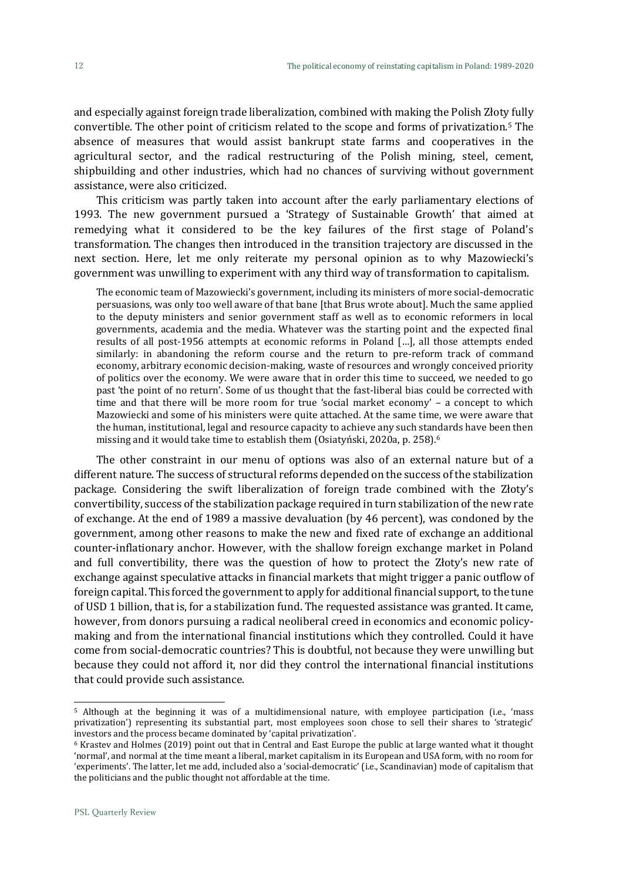and especially against foreign trade liberalization, combined with making the Polish Złoty fully convertible. The other point of criticism related to the scope and forms of privatization.[5] The absence of measures that would assist bankrupt state farms and cooperatives in the agricultural sector, and the radical restructuring of the Polish mining, steel, cement, shipbuilding and other industries, which had no chances of surviving without government assistance, were also criticized.

This criticism was partly taken into account after the early parliamentary elections of 1993. The new government pursued a 'Strategy of Sustainable Growth' that aimed at remedying what it considered to be the key failures of the first stage of Poland's transformation. The changes then introduced in the transition trajectory are discussed in the next section. Here, let me only reiterate my personal opinion as to why Mazowiecki's government was unwilling to experiment with any third way of transformation to capitalism.

> The economic team of Mazowiecki's government, including its ministers of more social-democratic persuasions, was only too well aware of that bane [that Brus wrote about]. Much the same applied to the deputy ministers and senior government staff as well as to economic reformers in local governments, academia and the media. Whatever was the starting point and the expected final results of all post-1956 attempts at economic reforms in Poland […], all those attempts ended similarly: in abandoning the reform course and the return to pre-reform track of command economy, arbitrary economic decision-making, waste of resources and wrongly conceived priority of politics over the economy. We were aware that in order this time to succeed, we needed to go past 'the point of no return'. Some of us thought that the fast-liberal bias could be corrected with time and that there will be more room for true 'social market economy' – a concept to which Mazowiecki and some of his ministers were quite attached. At the same time, we were aware that the human, institutional, legal and resource capacity to achieve any such standards have been then missing and it would take time to establish them (Osiatyński, 2020a, p. 258).[6]

The other constraint in our menu of options was also of an external nature but of a different nature. The success of structural reforms depended on the success of the stabilization package. Considering the swift liberalization of foreign trade combined with the Złoty's convertibility, success of the stabilization package required in turn stabilization of the new rate of exchange. At the end of 1989 a massive devaluation (by 46 percent), was condoned by the government, among other reasons to make the new and fixed rate of exchange an additional counter-inflationary anchor. However, with the shallow foreign exchange market in Poland and full convertibility, there was the question of how to protect the Złoty's new rate of exchange against speculative attacks in financial markets that might trigger a panic outflow of foreign capital. This forced the government to apply for additional financial support, to the tune of USD 1 billion, that is, for a stabilization fund. The requested assistance was granted. It came, however, from donors pursuing a radical neoliberal creed in economics and economic policy-making and from the international financial institutions which they controlled. Could it have come from social-democratic countries? This is doubtful, not because they were unwilling but because they could not afford it, nor did they control the international financial institutions that could provide such assistance.

---

[5] Although at the beginning it was of a multidimensional nature, with employee participation (i.e., 'mass privatization') representing its substantial part, most employees soon chose to sell their shares to 'strategic' investors and the process became dominated by 'capital privatization'.

[6] Krastev and Holmes (2019) point out that in Central and East Europe the public at large wanted what it thought 'normal', and normal at the time meant a liberal, market capitalism in its European and USA form, with no room for 'experiments'. The latter, let me add, included also a 'social-democratic' (i.e., Scandinavian) mode of capitalism that the politicians and the public thought not affordable at the time.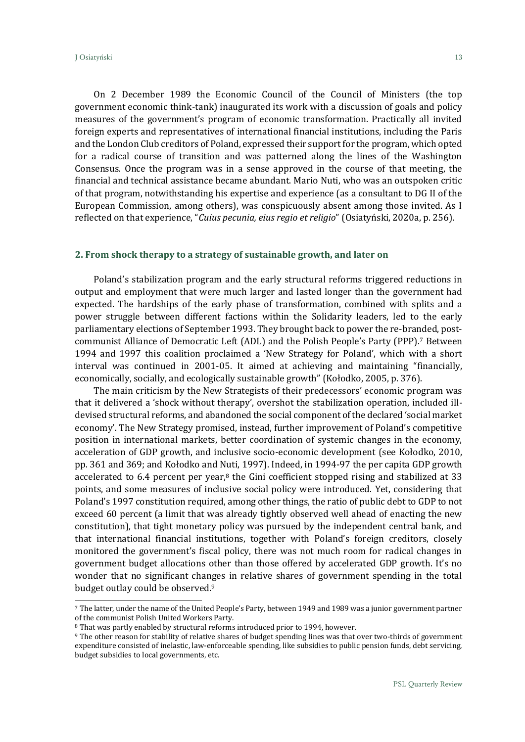On 2 December 1989 the Economic Council of the Council of Ministers (the top government economic think-tank) inaugurated its work with a discussion of goals and policy measures of the government's program of economic transformation. Practically all invited foreign experts and representatives of international financial institutions, including the Paris and the London Club creditors of Poland, expressed their support for the program, which opted for a radical course of transition and was patterned along the lines of the Washington Consensus. Once the program was in a sense approved in the course of that meeting, the financial and technical assistance became abundant. Mario Nuti, who was an outspoken critic of that program, notwithstanding his expertise and experience (as a consultant to DG II of the European Commission, among others), was conspicuously absent among those invited. As I reflected on that experience, "*Cuius pecunia, eius regio et religio*" (Osiatyński, 2020a, p. 256).

## 2. From shock therapy to a strategy of sustainable growth, and later on

Poland's stabilization program and the early structural reforms triggered reductions in output and employment that were much larger and lasted longer than the government had expected. The hardships of the early phase of transformation, combined with splits and a power struggle between different factions within the Solidarity leaders, led to the early parliamentary elections of September 1993. They brought back to power the re-branded, post-communist Alliance of Democratic Left (ADL) and the Polish People's Party (PPP).[7] Between 1994 and 1997 this coalition proclaimed a 'New Strategy for Poland', which with a short interval was continued in 2001-05. It aimed at achieving and maintaining "financially, economically, socially, and ecologically sustainable growth" (Kołodko, 2005, p. 376).

The main criticism by the New Strategists of their predecessors' economic program was that it delivered a 'shock without therapy', overshot the stabilization operation, included ill-devised structural reforms, and abandoned the social component of the declared 'social market economy'. The New Strategy promised, instead, further improvement of Poland's competitive position in international markets, better coordination of systemic changes in the economy, acceleration of GDP growth, and inclusive socio-economic development (see Kołodko, 2010, pp. 361 and 369; and Kołodko and Nuti, 1997). Indeed, in 1994-97 the per capita GDP growth accelerated to 6.4 percent per year,[8] the Gini coefficient stopped rising and stabilized at 33 points, and some measures of inclusive social policy were introduced. Yet, considering that Poland's 1997 constitution required, among other things, the ratio of public debt to GDP to not exceed 60 percent (a limit that was already tightly observed well ahead of enacting the new constitution), that tight monetary policy was pursued by the independent central bank, and that international financial institutions, together with Poland's foreign creditors, closely monitored the government's fiscal policy, there was not much room for radical changes in government budget allocations other than those offered by accelerated GDP growth. It's no wonder that no significant changes in relative shares of government spending in the total budget outlay could be observed.[9]

---

[7] The latter, under the name of the United People's Party, between 1949 and 1989 was a junior government partner of the communist Polish United Workers Party.

[8] That was partly enabled by structural reforms introduced prior to 1994, however.

[9] The other reason for stability of relative shares of budget spending lines was that over two-thirds of government expenditure consisted of inelastic, law-enforceable spending, like subsidies to public pension funds, debt servicing, budget subsidies to local governments, etc.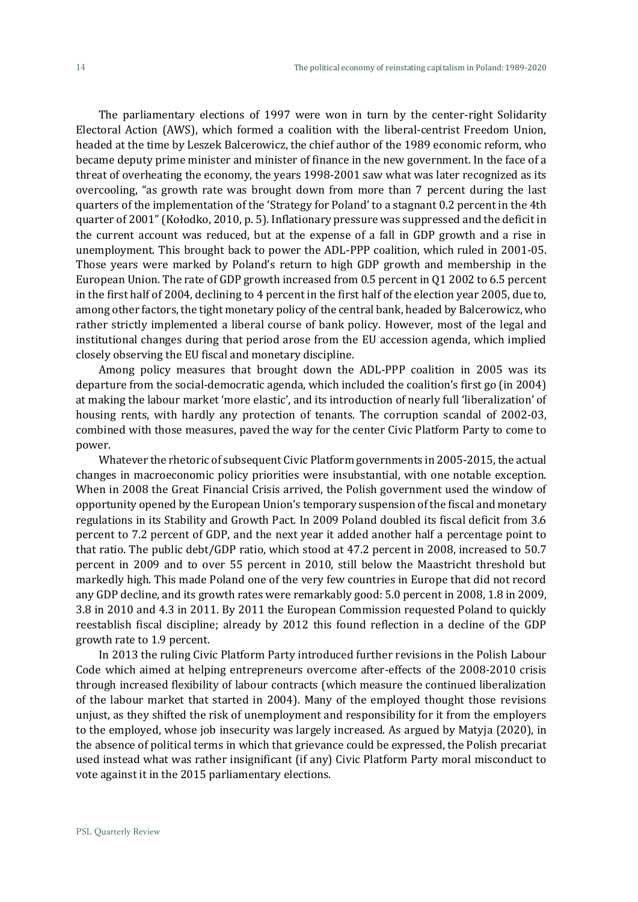The parliamentary elections of 1997 were won in turn by the center-right Solidarity Electoral Action (AWS), which formed a coalition with the liberal-centrist Freedom Union, headed at the time by Leszek Balcerowicz, the chief author of the 1989 economic reform, who became deputy prime minister and minister of finance in the new government. In the face of a threat of overheating the economy, the years 1998-2001 saw what was later recognized as its overcooling, "as growth rate was brought down from more than 7 percent during the last quarters of the implementation of the 'Strategy for Poland' to a stagnant 0.2 percent in the 4th quarter of 2001" (Kołodko, 2010, p. 5). Inflationary pressure was suppressed and the deficit in the current account was reduced, but at the expense of a fall in GDP growth and a rise in unemployment. This brought back to power the ADL-PPP coalition, which ruled in 2001-05. Those years were marked by Poland's return to high GDP growth and membership in the European Union. The rate of GDP growth increased from 0.5 percent in Q1 2002 to 6.5 percent in the first half of 2004, declining to 4 percent in the first half of the election year 2005, due to, among other factors, the tight monetary policy of the central bank, headed by Balcerowicz, who rather strictly implemented a liberal course of bank policy. However, most of the legal and institutional changes during that period arose from the EU accession agenda, which implied closely observing the EU fiscal and monetary discipline.

Among policy measures that brought down the ADL-PPP coalition in 2005 was its departure from the social-democratic agenda, which included the coalition's first go (in 2004) at making the labour market 'more elastic', and its introduction of nearly full 'liberalization' of housing rents, with hardly any protection of tenants. The corruption scandal of 2002-03, combined with those measures, paved the way for the center Civic Platform Party to come to power.

Whatever the rhetoric of subsequent Civic Platform governments in 2005-2015, the actual changes in macroeconomic policy priorities were insubstantial, with one notable exception. When in 2008 the Great Financial Crisis arrived, the Polish government used the window of opportunity opened by the European Union's temporary suspension of the fiscal and monetary regulations in its Stability and Growth Pact. In 2009 Poland doubled its fiscal deficit from 3.6 percent to 7.2 percent of GDP, and the next year it added another half a percentage point to that ratio. The public debt/GDP ratio, which stood at 47.2 percent in 2008, increased to 50.7 percent in 2009 and to over 55 percent in 2010, still below the Maastricht threshold but markedly high. This made Poland one of the very few countries in Europe that did not record any GDP decline, and its growth rates were remarkably good: 5.0 percent in 2008, 1.8 in 2009, 3.8 in 2010 and 4.3 in 2011. By 2011 the European Commission requested Poland to quickly reestablish fiscal discipline; already by 2012 this found reflection in a decline of the GDP growth rate to 1.9 percent.

In 2013 the ruling Civic Platform Party introduced further revisions in the Polish Labour Code which aimed at helping entrepreneurs overcome after-effects of the 2008-2010 crisis through increased flexibility of labour contracts (which measure the continued liberalization of the labour market that started in 2004). Many of the employed thought those revisions unjust, as they shifted the risk of unemployment and responsibility for it from the employers to the employed, whose job insecurity was largely increased. As argued by Matyja (2020), in the absence of political terms in which that grievance could be expressed, the Polish precariat used instead what was rather insignificant (if any) Civic Platform Party moral misconduct to vote against it in the 2015 parliamentary elections.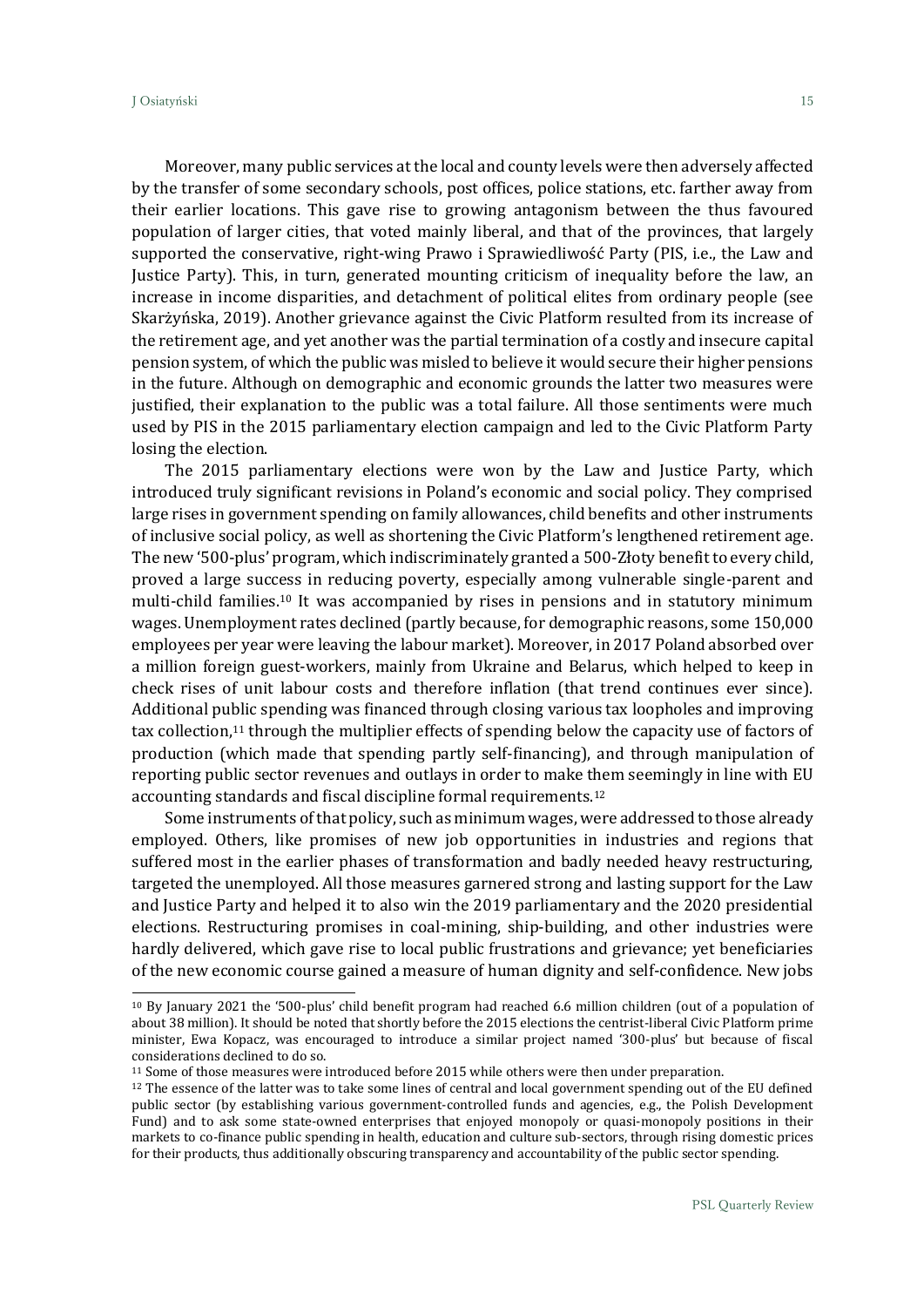Moreover, many public services at the local and county levels were then adversely affected by the transfer of some secondary schools, post offices, police stations, etc. farther away from their earlier locations. This gave rise to growing antagonism between the thus favoured population of larger cities, that voted mainly liberal, and that of the provinces, that largely supported the conservative, right-wing Prawo i Sprawiedliwość Party (PIS, i.e., the Law and Justice Party). This, in turn, generated mounting criticism of inequality before the law, an increase in income disparities, and detachment of political elites from ordinary people (see Skarżyńska, 2019). Another grievance against the Civic Platform resulted from its increase of the retirement age, and yet another was the partial termination of a costly and insecure capital pension system, of which the public was misled to believe it would secure their higher pensions in the future. Although on demographic and economic grounds the latter two measures were justified, their explanation to the public was a total failure. All those sentiments were much used by PIS in the 2015 parliamentary election campaign and led to the Civic Platform Party losing the election.

The 2015 parliamentary elections were won by the Law and Justice Party, which introduced truly significant revisions in Poland's economic and social policy. They comprised large rises in government spending on family allowances, child benefits and other instruments of inclusive social policy, as well as shortening the Civic Platform's lengthened retirement age. The new '500-plus' program, which indiscriminately granted a 500-Złoty benefit to every child, proved a large success in reducing poverty, especially among vulnerable single-parent and multi-child families.[10] It was accompanied by rises in pensions and in statutory minimum wages. Unemployment rates declined (partly because, for demographic reasons, some 150,000 employees per year were leaving the labour market). Moreover, in 2017 Poland absorbed over a million foreign guest-workers, mainly from Ukraine and Belarus, which helped to keep in check rises of unit labour costs and therefore inflation (that trend continues ever since). Additional public spending was financed through closing various tax loopholes and improving tax collection,[11] through the multiplier effects of spending below the capacity use of factors of production (which made that spending partly self-financing), and through manipulation of reporting public sector revenues and outlays in order to make them seemingly in line with EU accounting standards and fiscal discipline formal requirements.[12]

Some instruments of that policy, such as minimum wages, were addressed to those already employed. Others, like promises of new job opportunities in industries and regions that suffered most in the earlier phases of transformation and badly needed heavy restructuring, targeted the unemployed. All those measures garnered strong and lasting support for the Law and Justice Party and helped it to also win the 2019 parliamentary and the 2020 presidential elections. Restructuring promises in coal-mining, ship-building, and other industries were hardly delivered, which gave rise to local public frustrations and grievance; yet beneficiaries of the new economic course gained a measure of human dignity and self-confidence. New jobs

---

[10] By January 2021 the '500-plus' child benefit program had reached 6.6 million children (out of a population of about 38 million). It should be noted that shortly before the 2015 elections the centrist-liberal Civic Platform prime minister, Ewa Kopacz, was encouraged to introduce a similar project named '300-plus' but because of fiscal considerations declined to do so.

[11] Some of those measures were introduced before 2015 while others were then under preparation.

[12] The essence of the latter was to take some lines of central and local government spending out of the EU defined public sector (by establishing various government-controlled funds and agencies, e.g., the Polish Development Fund) and to ask some state-owned enterprises that enjoyed monopoly or quasi-monopoly positions in their markets to co-finance public spending in health, education and culture sub-sectors, through rising domestic prices for their products, thus additionally obscuring transparency and accountability of the public sector spending.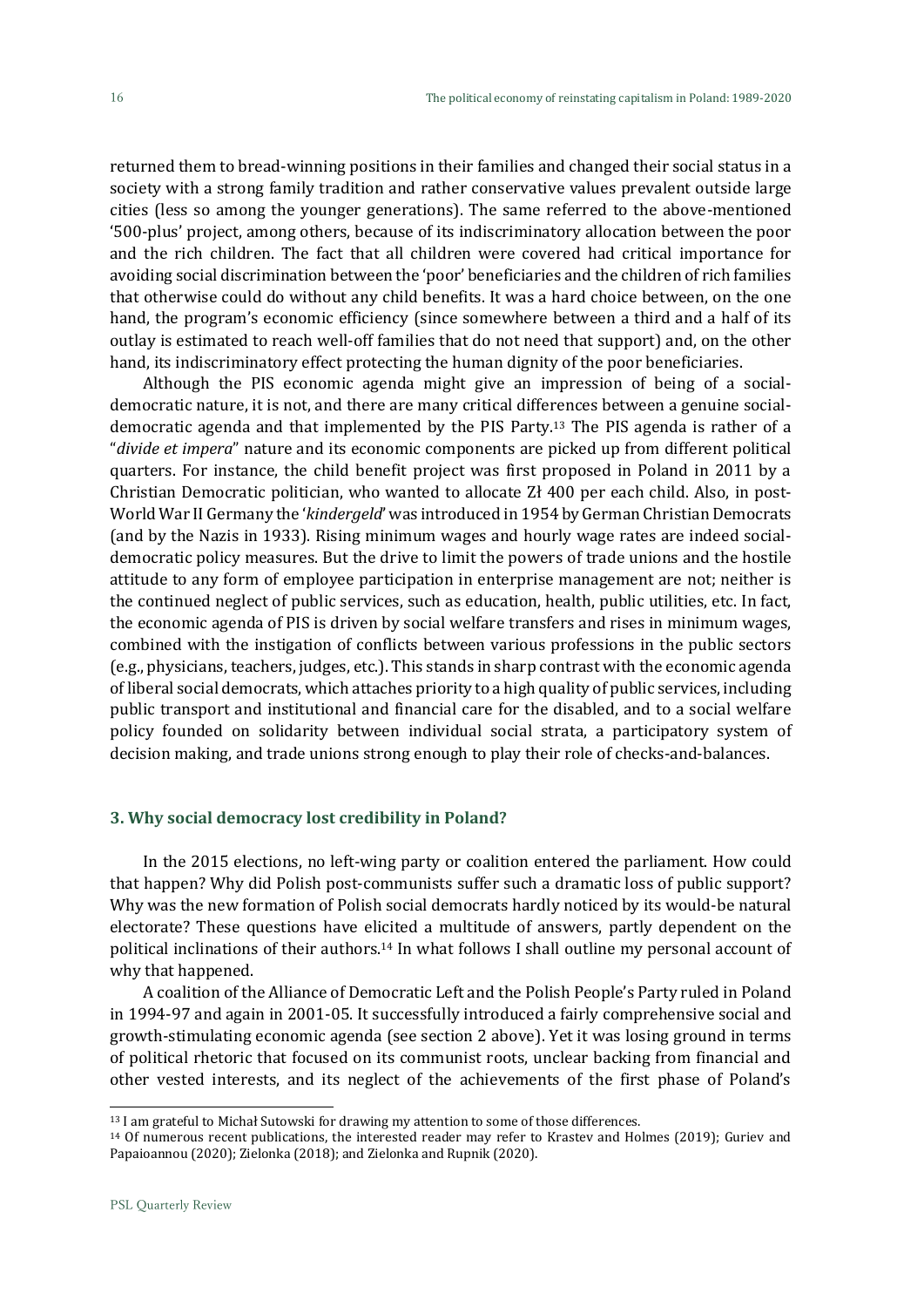returned them to bread-winning positions in their families and changed their social status in a society with a strong family tradition and rather conservative values prevalent outside large cities (less so among the younger generations). The same referred to the above-mentioned '500-plus' project, among others, because of its indiscriminatory allocation between the poor and the rich children. The fact that all children were covered had critical importance for avoiding social discrimination between the 'poor' beneficiaries and the children of rich families that otherwise could do without any child benefits. It was a hard choice between, on the one hand, the program's economic efficiency (since somewhere between a third and a half of its outlay is estimated to reach well-off families that do not need that support) and, on the other hand, its indiscriminatory effect protecting the human dignity of the poor beneficiaries.

Although the PIS economic agenda might give an impression of being of a social-democratic nature, it is not, and there are many critical differences between a genuine social-democratic agenda and that implemented by the PIS Party.[13] The PIS agenda is rather of a "*divide et impera*" nature and its economic components are picked up from different political quarters. For instance, the child benefit project was first proposed in Poland in 2011 by a Christian Democratic politician, who wanted to allocate Zł 400 per each child. Also, in post-World War II Germany the '*kindergeld*' was introduced in 1954 by German Christian Democrats (and by the Nazis in 1933). Rising minimum wages and hourly wage rates are indeed social-democratic policy measures. But the drive to limit the powers of trade unions and the hostile attitude to any form of employee participation in enterprise management are not; neither is the continued neglect of public services, such as education, health, public utilities, etc. In fact, the economic agenda of PIS is driven by social welfare transfers and rises in minimum wages, combined with the instigation of conflicts between various professions in the public sectors (e.g., physicians, teachers, judges, etc.). This stands in sharp contrast with the economic agenda of liberal social democrats, which attaches priority to a high quality of public services, including public transport and institutional and financial care for the disabled, and to a social welfare policy founded on solidarity between individual social strata, a participatory system of decision making, and trade unions strong enough to play their role of checks-and-balances.

### 3. Why social democracy lost credibility in Poland?

In the 2015 elections, no left-wing party or coalition entered the parliament. How could that happen? Why did Polish post-communists suffer such a dramatic loss of public support? Why was the new formation of Polish social democrats hardly noticed by its would-be natural electorate? These questions have elicited a multitude of answers, partly dependent on the political inclinations of their authors.[14] In what follows I shall outline my personal account of why that happened.

A coalition of the Alliance of Democratic Left and the Polish People's Party ruled in Poland in 1994-97 and again in 2001-05. It successfully introduced a fairly comprehensive social and growth-stimulating economic agenda (see section 2 above). Yet it was losing ground in terms of political rhetoric that focused on its communist roots, unclear backing from financial and other vested interests, and its neglect of the achievements of the first phase of Poland's

---

[13] I am grateful to Michał Sutowski for drawing my attention to some of those differences.

[14] Of numerous recent publications, the interested reader may refer to Krastev and Holmes (2019); Guriev and Papaioannou (2020); Zielonka (2018); and Zielonka and Rupnik (2020).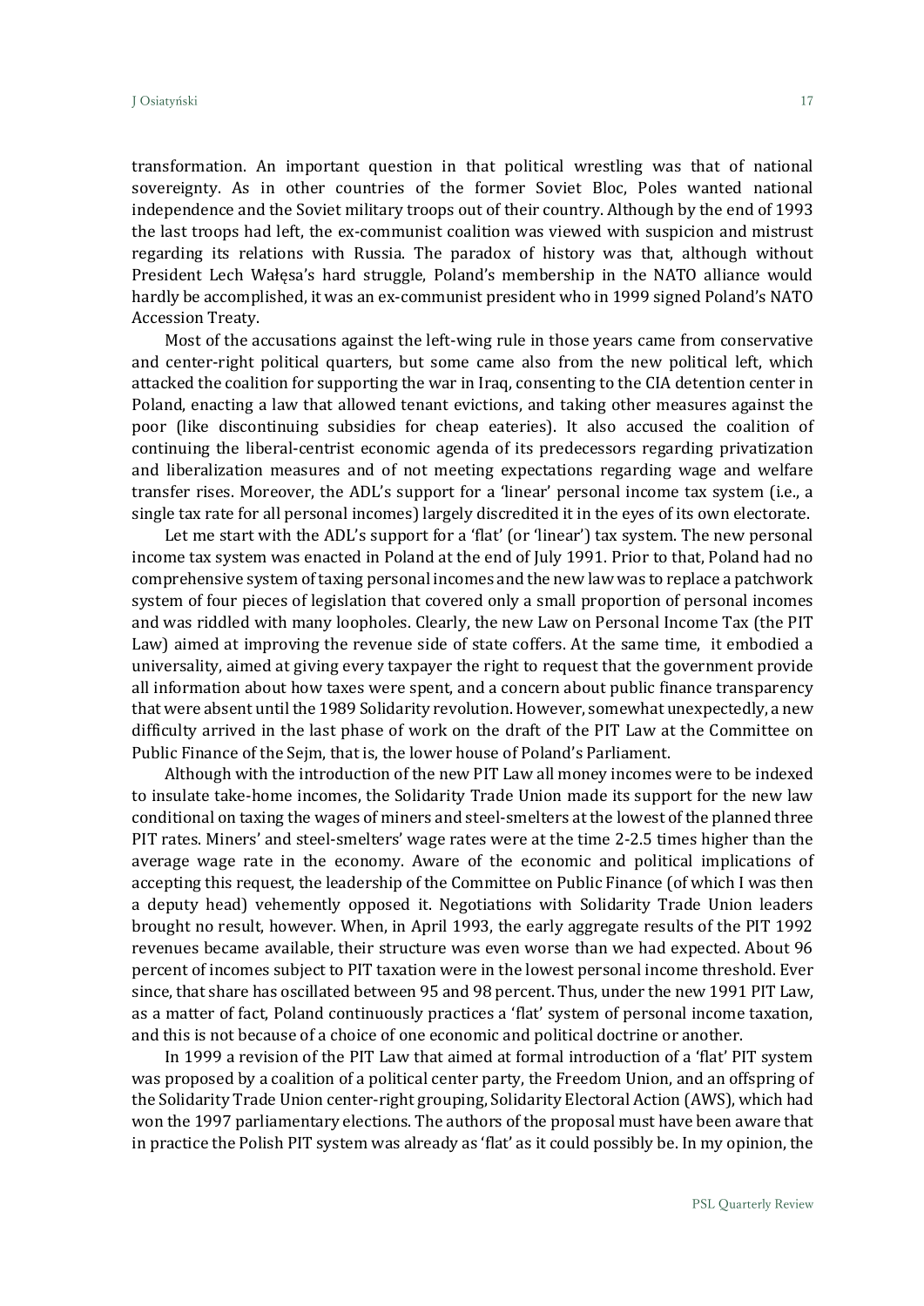transformation. An important question in that political wrestling was that of national sovereignty. As in other countries of the former Soviet Bloc, Poles wanted national independence and the Soviet military troops out of their country. Although by the end of 1993 the last troops had left, the ex-communist coalition was viewed with suspicion and mistrust regarding its relations with Russia. The paradox of history was that, although without President Lech Wałęsa's hard struggle, Poland's membership in the NATO alliance would hardly be accomplished, it was an ex-communist president who in 1999 signed Poland's NATO Accession Treaty.

Most of the accusations against the left-wing rule in those years came from conservative and center-right political quarters, but some came also from the new political left, which attacked the coalition for supporting the war in Iraq, consenting to the CIA detention center in Poland, enacting a law that allowed tenant evictions, and taking other measures against the poor (like discontinuing subsidies for cheap eateries). It also accused the coalition of continuing the liberal-centrist economic agenda of its predecessors regarding privatization and liberalization measures and of not meeting expectations regarding wage and welfare transfer rises. Moreover, the ADL's support for a 'linear' personal income tax system (i.e., a single tax rate for all personal incomes) largely discredited it in the eyes of its own electorate.

Let me start with the ADL's support for a 'flat' (or 'linear') tax system. The new personal income tax system was enacted in Poland at the end of July 1991. Prior to that, Poland had no comprehensive system of taxing personal incomes and the new law was to replace a patchwork system of four pieces of legislation that covered only a small proportion of personal incomes and was riddled with many loopholes. Clearly, the new Law on Personal Income Tax (the PIT Law) aimed at improving the revenue side of state coffers. At the same time, it embodied a universality, aimed at giving every taxpayer the right to request that the government provide all information about how taxes were spent, and a concern about public finance transparency that were absent until the 1989 Solidarity revolution. However, somewhat unexpectedly, a new difficulty arrived in the last phase of work on the draft of the PIT Law at the Committee on Public Finance of the Sejm, that is, the lower house of Poland's Parliament.

Although with the introduction of the new PIT Law all money incomes were to be indexed to insulate take-home incomes, the Solidarity Trade Union made its support for the new law conditional on taxing the wages of miners and steel-smelters at the lowest of the planned three PIT rates. Miners' and steel-smelters' wage rates were at the time 2-2.5 times higher than the average wage rate in the economy. Aware of the economic and political implications of accepting this request, the leadership of the Committee on Public Finance (of which I was then a deputy head) vehemently opposed it. Negotiations with Solidarity Trade Union leaders brought no result, however. When, in April 1993, the early aggregate results of the PIT 1992 revenues became available, their structure was even worse than we had expected. About 96 percent of incomes subject to PIT taxation were in the lowest personal income threshold. Ever since, that share has oscillated between 95 and 98 percent. Thus, under the new 1991 PIT Law, as a matter of fact, Poland continuously practices a 'flat' system of personal income taxation, and this is not because of a choice of one economic and political doctrine or another.

In 1999 a revision of the PIT Law that aimed at formal introduction of a 'flat' PIT system was proposed by a coalition of a political center party, the Freedom Union, and an offspring of the Solidarity Trade Union center-right grouping, Solidarity Electoral Action (AWS), which had won the 1997 parliamentary elections. The authors of the proposal must have been aware that in practice the Polish PIT system was already as 'flat' as it could possibly be. In my opinion, the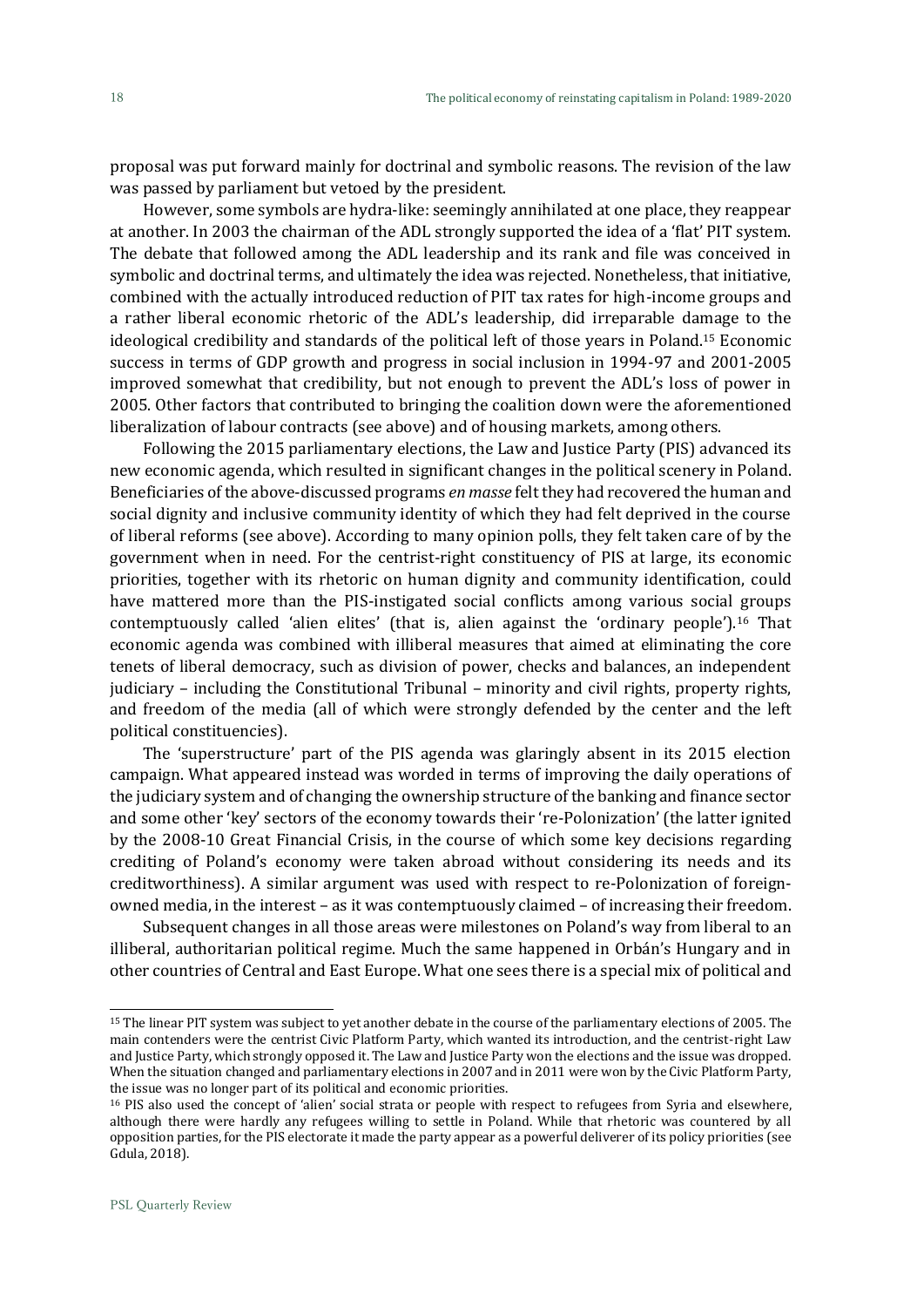proposal was put forward mainly for doctrinal and symbolic reasons. The revision of the law was passed by parliament but vetoed by the president.

However, some symbols are hydra-like: seemingly annihilated at one place, they reappear at another. In 2003 the chairman of the ADL strongly supported the idea of a 'flat' PIT system. The debate that followed among the ADL leadership and its rank and file was conceived in symbolic and doctrinal terms, and ultimately the idea was rejected. Nonetheless, that initiative, combined with the actually introduced reduction of PIT tax rates for high-income groups and a rather liberal economic rhetoric of the ADL's leadership, did irreparable damage to the ideological credibility and standards of the political left of those years in Poland.[15] Economic success in terms of GDP growth and progress in social inclusion in 1994-97 and 2001-2005 improved somewhat that credibility, but not enough to prevent the ADL's loss of power in 2005. Other factors that contributed to bringing the coalition down were the aforementioned liberalization of labour contracts (see above) and of housing markets, among others.

Following the 2015 parliamentary elections, the Law and Justice Party (PIS) advanced its new economic agenda, which resulted in significant changes in the political scenery in Poland. Beneficiaries of the above-discussed programs *en masse* felt they had recovered the human and social dignity and inclusive community identity of which they had felt deprived in the course of liberal reforms (see above). According to many opinion polls, they felt taken care of by the government when in need. For the centrist-right constituency of PIS at large, its economic priorities, together with its rhetoric on human dignity and community identification, could have mattered more than the PIS-instigated social conflicts among various social groups contemptuously called 'alien elites' (that is, alien against the 'ordinary people').[16] That economic agenda was combined with illiberal measures that aimed at eliminating the core tenets of liberal democracy, such as division of power, checks and balances, an independent judiciary – including the Constitutional Tribunal – minority and civil rights, property rights, and freedom of the media (all of which were strongly defended by the center and the left political constituencies).

The 'superstructure' part of the PIS agenda was glaringly absent in its 2015 election campaign. What appeared instead was worded in terms of improving the daily operations of the judiciary system and of changing the ownership structure of the banking and finance sector and some other 'key' sectors of the economy towards their 're-Polonization' (the latter ignited by the 2008-10 Great Financial Crisis, in the course of which some key decisions regarding crediting of Poland's economy were taken abroad without considering its needs and its creditworthiness). A similar argument was used with respect to re-Polonization of foreign-owned media, in the interest – as it was contemptuously claimed – of increasing their freedom.

Subsequent changes in all those areas were milestones on Poland's way from liberal to an illiberal, authoritarian political regime. Much the same happened in Orbán's Hungary and in other countries of Central and East Europe. What one sees there is a special mix of political and

---

[15] The linear PIT system was subject to yet another debate in the course of the parliamentary elections of 2005. The main contenders were the centrist Civic Platform Party, which wanted its introduction, and the centrist-right Law and Justice Party, which strongly opposed it. The Law and Justice Party won the elections and the issue was dropped. When the situation changed and parliamentary elections in 2007 and in 2011 were won by the Civic Platform Party, the issue was no longer part of its political and economic priorities.

[16] PIS also used the concept of 'alien' social strata or people with respect to refugees from Syria and elsewhere, although there were hardly any refugees willing to settle in Poland. While that rhetoric was countered by all opposition parties, for the PIS electorate it made the party appear as a powerful deliverer of its policy priorities (see Gdula, 2018).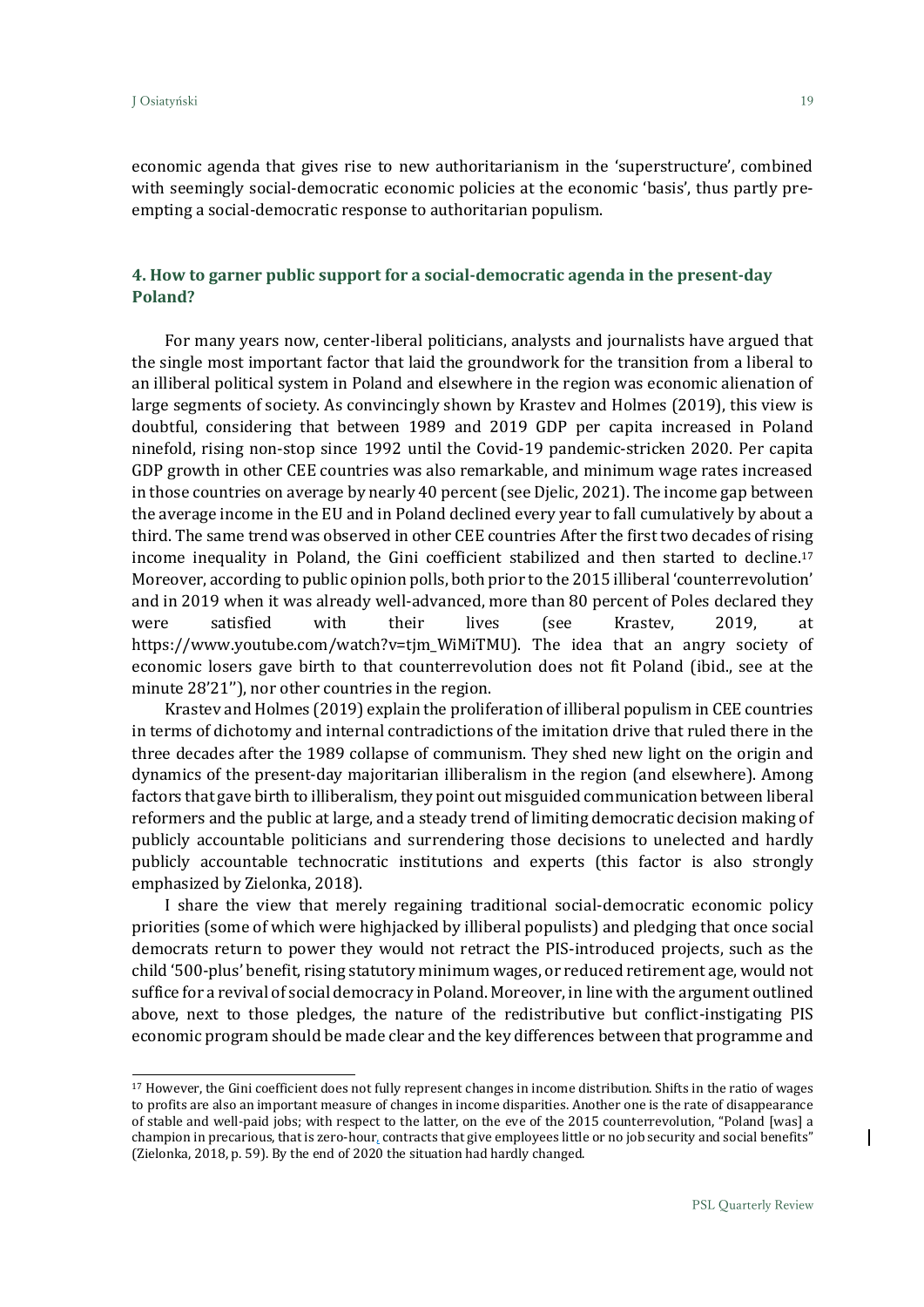economic agenda that gives rise to new authoritarianism in the 'superstructure', combined with seemingly social-democratic economic policies at the economic 'basis', thus partly pre-empting a social-democratic response to authoritarian populism.

## 4. How to garner public support for a social-democratic agenda in the present-day Poland?

For many years now, center-liberal politicians, analysts and journalists have argued that the single most important factor that laid the groundwork for the transition from a liberal to an illiberal political system in Poland and elsewhere in the region was economic alienation of large segments of society. As convincingly shown by Krastev and Holmes (2019), this view is doubtful, considering that between 1989 and 2019 GDP per capita increased in Poland ninefold, rising non-stop since 1992 until the Covid-19 pandemic-stricken 2020. Per capita GDP growth in other CEE countries was also remarkable, and minimum wage rates increased in those countries on average by nearly 40 percent (see Djelic, 2021). The income gap between the average income in the EU and in Poland declined every year to fall cumulatively by about a third. The same trend was observed in other CEE countries After the first two decades of rising income inequality in Poland, the Gini coefficient stabilized and then started to decline.[17] Moreover, according to public opinion polls, both prior to the 2015 illiberal 'counterrevolution' and in 2019 when it was already well-advanced, more than 80 percent of Poles declared they were satisfied with their lives (see Krastev, 2019, at https://www.youtube.com/watch?v=tjm_WiMiTMU). The idea that an angry society of economic losers gave birth to that counterrevolution does not fit Poland (ibid., see at the minute 28'21''), nor other countries in the region.

Krastev and Holmes (2019) explain the proliferation of illiberal populism in CEE countries in terms of dichotomy and internal contradictions of the imitation drive that ruled there in the three decades after the 1989 collapse of communism. They shed new light on the origin and dynamics of the present-day majoritarian illiberalism in the region (and elsewhere). Among factors that gave birth to illiberalism, they point out misguided communication between liberal reformers and the public at large, and a steady trend of limiting democratic decision making of publicly accountable politicians and surrendering those decisions to unelected and hardly publicly accountable technocratic institutions and experts (this factor is also strongly emphasized by Zielonka, 2018).

I share the view that merely regaining traditional social-democratic economic policy priorities (some of which were highjacked by illiberal populists) and pledging that once social democrats return to power they would not retract the PIS-introduced projects, such as the child '500-plus' benefit, rising statutory minimum wages, or reduced retirement age, would not suffice for a revival of social democracy in Poland. Moreover, in line with the argument outlined above, next to those pledges, the nature of the redistributive but conflict-instigating PIS economic program should be made clear and the key differences between that programme and

---

[17] However, the Gini coefficient does not fully represent changes in income distribution. Shifts in the ratio of wages to profits are also an important measure of changes in income disparities. Another one is the rate of disappearance of stable and well-paid jobs; with respect to the latter, on the eve of the 2015 counterrevolution, "Poland [was] a champion in precarious, that is zero-hour, contracts that give employees little or no job security and social benefits" (Zielonka, 2018, p. 59). By the end of 2020 the situation had hardly changed.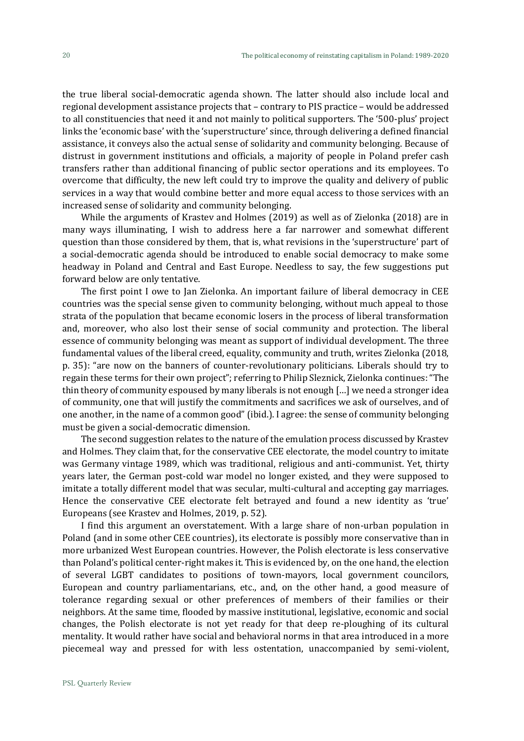the true liberal social-democratic agenda shown. The latter should also include local and regional development assistance projects that – contrary to PIS practice – would be addressed to all constituencies that need it and not mainly to political supporters. The '500-plus' project links the 'economic base' with the 'superstructure' since, through delivering a defined financial assistance, it conveys also the actual sense of solidarity and community belonging. Because of distrust in government institutions and officials, a majority of people in Poland prefer cash transfers rather than additional financing of public sector operations and its employees. To overcome that difficulty, the new left could try to improve the quality and delivery of public services in a way that would combine better and more equal access to those services with an increased sense of solidarity and community belonging.

While the arguments of Krastev and Holmes (2019) as well as of Zielonka (2018) are in many ways illuminating, I wish to address here a far narrower and somewhat different question than those considered by them, that is, what revisions in the 'superstructure' part of a social-democratic agenda should be introduced to enable social democracy to make some headway in Poland and Central and East Europe. Needless to say, the few suggestions put forward below are only tentative.

The first point I owe to Jan Zielonka. An important failure of liberal democracy in CEE countries was the special sense given to community belonging, without much appeal to those strata of the population that became economic losers in the process of liberal transformation and, moreover, who also lost their sense of social community and protection. The liberal essence of community belonging was meant as support of individual development. The three fundamental values of the liberal creed, equality, community and truth, writes Zielonka (2018, p. 35): "are now on the banners of counter-revolutionary politicians. Liberals should try to regain these terms for their own project"; referring to Philip Sleznick, Zielonka continues: "The thin theory of community espoused by many liberals is not enough […] we need a stronger idea of community, one that will justify the commitments and sacrifices we ask of ourselves, and of one another, in the name of a common good" (ibid.). I agree: the sense of community belonging must be given a social-democratic dimension.

The second suggestion relates to the nature of the emulation process discussed by Krastev and Holmes. They claim that, for the conservative CEE electorate, the model country to imitate was Germany vintage 1989, which was traditional, religious and anti-communist. Yet, thirty years later, the German post-cold war model no longer existed, and they were supposed to imitate a totally different model that was secular, multi-cultural and accepting gay marriages. Hence the conservative CEE electorate felt betrayed and found a new identity as 'true' Europeans (see Krastev and Holmes, 2019, p. 52).

I find this argument an overstatement. With a large share of non-urban population in Poland (and in some other CEE countries), its electorate is possibly more conservative than in more urbanized West European countries. However, the Polish electorate is less conservative than Poland's political center-right makes it. This is evidenced by, on the one hand, the election of several LGBT candidates to positions of town-mayors, local government councilors, European and country parliamentarians, etc., and, on the other hand, a good measure of tolerance regarding sexual or other preferences of members of their families or their neighbors. At the same time, flooded by massive institutional, legislative, economic and social changes, the Polish electorate is not yet ready for that deep re-ploughing of its cultural mentality. It would rather have social and behavioral norms in that area introduced in a more piecemeal way and pressed for with less ostentation, unaccompanied by semi-violent,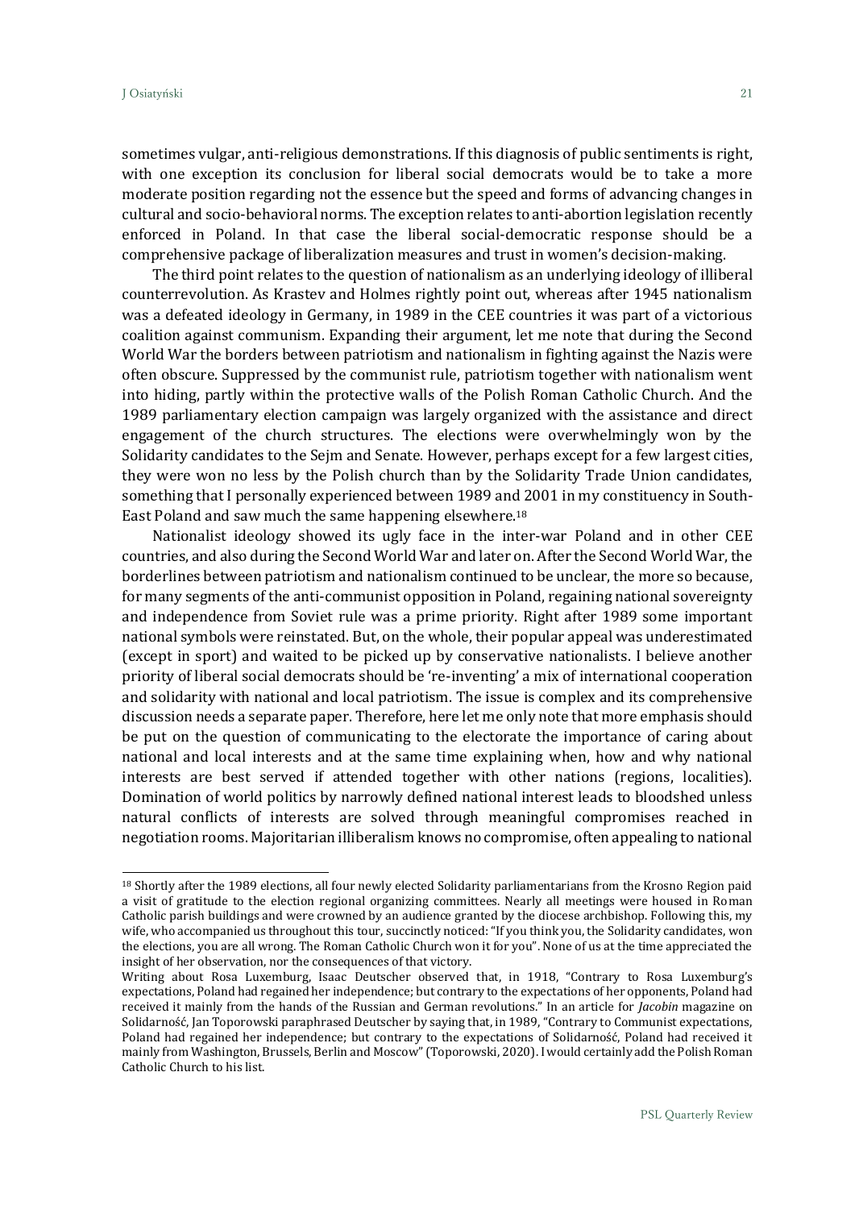sometimes vulgar, anti-religious demonstrations. If this diagnosis of public sentiments is right, with one exception its conclusion for liberal social democrats would be to take a more moderate position regarding not the essence but the speed and forms of advancing changes in cultural and socio-behavioral norms. The exception relates to anti-abortion legislation recently enforced in Poland. In that case the liberal social-democratic response should be a comprehensive package of liberalization measures and trust in women's decision-making.

The third point relates to the question of nationalism as an underlying ideology of illiberal counterrevolution. As Krastev and Holmes rightly point out, whereas after 1945 nationalism was a defeated ideology in Germany, in 1989 in the CEE countries it was part of a victorious coalition against communism. Expanding their argument, let me note that during the Second World War the borders between patriotism and nationalism in fighting against the Nazis were often obscure. Suppressed by the communist rule, patriotism together with nationalism went into hiding, partly within the protective walls of the Polish Roman Catholic Church. And the 1989 parliamentary election campaign was largely organized with the assistance and direct engagement of the church structures. The elections were overwhelmingly won by the Solidarity candidates to the Sejm and Senate. However, perhaps except for a few largest cities, they were won no less by the Polish church than by the Solidarity Trade Union candidates, something that I personally experienced between 1989 and 2001 in my constituency in South-East Poland and saw much the same happening elsewhere.[18]

Nationalist ideology showed its ugly face in the inter-war Poland and in other CEE countries, and also during the Second World War and later on. After the Second World War, the borderlines between patriotism and nationalism continued to be unclear, the more so because, for many segments of the anti-communist opposition in Poland, regaining national sovereignty and independence from Soviet rule was a prime priority. Right after 1989 some important national symbols were reinstated. But, on the whole, their popular appeal was underestimated (except in sport) and waited to be picked up by conservative nationalists. I believe another priority of liberal social democrats should be 're-inventing' a mix of international cooperation and solidarity with national and local patriotism. The issue is complex and its comprehensive discussion needs a separate paper. Therefore, here let me only note that more emphasis should be put on the question of communicating to the electorate the importance of caring about national and local interests and at the same time explaining when, how and why national interests are best served if attended together with other nations (regions, localities). Domination of world politics by narrowly defined national interest leads to bloodshed unless natural conflicts of interests are solved through meaningful compromises reached in negotiation rooms. Majoritarian illiberalism knows no compromise, often appealing to national

---

[18] Shortly after the 1989 elections, all four newly elected Solidarity parliamentarians from the Krosno Region paid a visit of gratitude to the election regional organizing committees. Nearly all meetings were housed in Roman Catholic parish buildings and were crowned by an audience granted by the diocese archbishop. Following this, my wife, who accompanied us throughout this tour, succinctly noticed: "If you think you, the Solidarity candidates, won the elections, you are all wrong. The Roman Catholic Church won it for you". None of us at the time appreciated the insight of her observation, nor the consequences of that victory.

Writing about Rosa Luxemburg, Isaac Deutscher observed that, in 1918, "Contrary to Rosa Luxemburg's expectations, Poland had regained her independence; but contrary to the expectations of her opponents, Poland had received it mainly from the hands of the Russian and German revolutions." In an article for *Jacobin* magazine on Solidarność, Jan Toporowski paraphrased Deutscher by saying that, in 1989, "Contrary to Communist expectations, Poland had regained her independence; but contrary to the expectations of Solidarność, Poland had received it mainly from Washington, Brussels, Berlin and Moscow" (Toporowski, 2020). I would certainly add the Polish Roman Catholic Church to his list.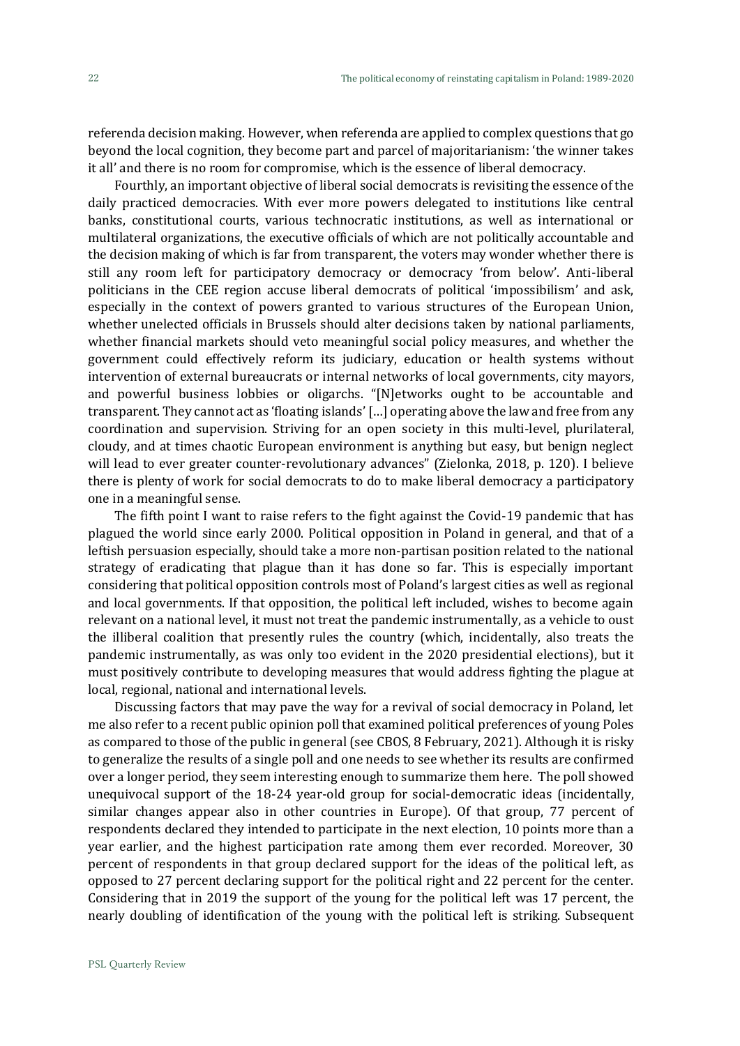referenda decision making. However, when referenda are applied to complex questions that go beyond the local cognition, they become part and parcel of majoritarianism: 'the winner takes it all' and there is no room for compromise, which is the essence of liberal democracy.

Fourthly, an important objective of liberal social democrats is revisiting the essence of the daily practiced democracies. With ever more powers delegated to institutions like central banks, constitutional courts, various technocratic institutions, as well as international or multilateral organizations, the executive officials of which are not politically accountable and the decision making of which is far from transparent, the voters may wonder whether there is still any room left for participatory democracy or democracy 'from below'. Anti-liberal politicians in the CEE region accuse liberal democrats of political 'impossibilism' and ask, especially in the context of powers granted to various structures of the European Union, whether unelected officials in Brussels should alter decisions taken by national parliaments, whether financial markets should veto meaningful social policy measures, and whether the government could effectively reform its judiciary, education or health systems without intervention of external bureaucrats or internal networks of local governments, city mayors, and powerful business lobbies or oligarchs. "[N]etworks ought to be accountable and transparent. They cannot act as 'floating islands' […] operating above the law and free from any coordination and supervision. Striving for an open society in this multi-level, plurilateral, cloudy, and at times chaotic European environment is anything but easy, but benign neglect will lead to ever greater counter-revolutionary advances" (Zielonka, 2018, p. 120). I believe there is plenty of work for social democrats to do to make liberal democracy a participatory one in a meaningful sense.

The fifth point I want to raise refers to the fight against the Covid-19 pandemic that has plagued the world since early 2000. Political opposition in Poland in general, and that of a leftish persuasion especially, should take a more non-partisan position related to the national strategy of eradicating that plague than it has done so far. This is especially important considering that political opposition controls most of Poland's largest cities as well as regional and local governments. If that opposition, the political left included, wishes to become again relevant on a national level, it must not treat the pandemic instrumentally, as a vehicle to oust the illiberal coalition that presently rules the country (which, incidentally, also treats the pandemic instrumentally, as was only too evident in the 2020 presidential elections), but it must positively contribute to developing measures that would address fighting the plague at local, regional, national and international levels.

Discussing factors that may pave the way for a revival of social democracy in Poland, let me also refer to a recent public opinion poll that examined political preferences of young Poles as compared to those of the public in general (see CBOS, 8 February, 2021). Although it is risky to generalize the results of a single poll and one needs to see whether its results are confirmed over a longer period, they seem interesting enough to summarize them here. The poll showed unequivocal support of the 18-24 year-old group for social-democratic ideas (incidentally, similar changes appear also in other countries in Europe). Of that group, 77 percent of respondents declared they intended to participate in the next election, 10 points more than a year earlier, and the highest participation rate among them ever recorded. Moreover, 30 percent of respondents in that group declared support for the ideas of the political left, as opposed to 27 percent declaring support for the political right and 22 percent for the center. Considering that in 2019 the support of the young for the political left was 17 percent, the nearly doubling of identification of the young with the political left is striking. Subsequent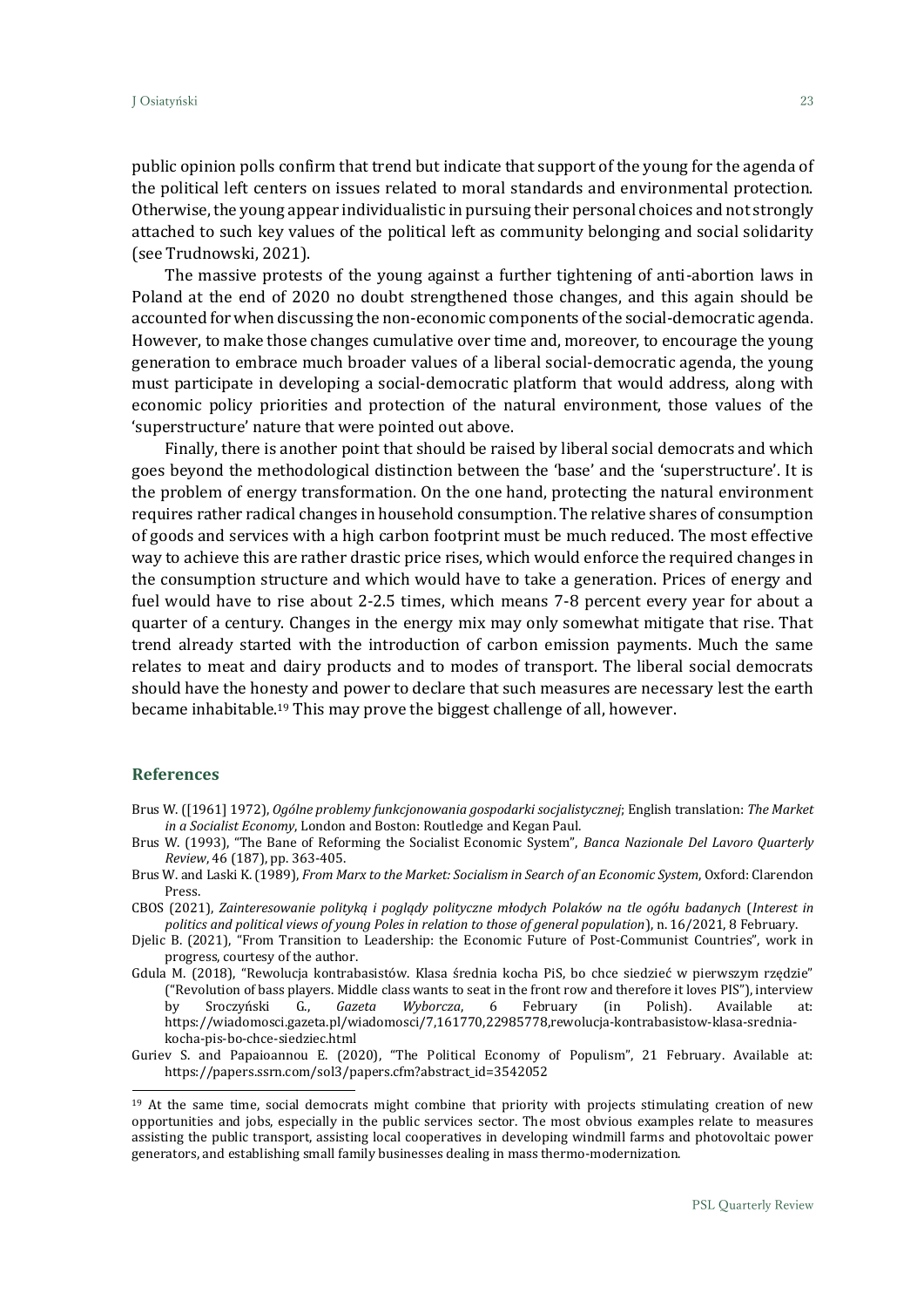public opinion polls confirm that trend but indicate that support of the young for the agenda of the political left centers on issues related to moral standards and environmental protection. Otherwise, the young appear individualistic in pursuing their personal choices and not strongly attached to such key values of the political left as community belonging and social solidarity (see Trudnowski, 2021).

The massive protests of the young against a further tightening of anti-abortion laws in Poland at the end of 2020 no doubt strengthened those changes, and this again should be accounted for when discussing the non-economic components of the social-democratic agenda. However, to make those changes cumulative over time and, moreover, to encourage the young generation to embrace much broader values of a liberal social-democratic agenda, the young must participate in developing a social-democratic platform that would address, along with economic policy priorities and protection of the natural environment, those values of the 'superstructure' nature that were pointed out above.

Finally, there is another point that should be raised by liberal social democrats and which goes beyond the methodological distinction between the 'base' and the 'superstructure'. It is the problem of energy transformation. On the one hand, protecting the natural environment requires rather radical changes in household consumption. The relative shares of consumption of goods and services with a high carbon footprint must be much reduced. The most effective way to achieve this are rather drastic price rises, which would enforce the required changes in the consumption structure and which would have to take a generation. Prices of energy and fuel would have to rise about 2-2.5 times, which means 7-8 percent every year for about a quarter of a century. Changes in the energy mix may only somewhat mitigate that rise. That trend already started with the introduction of carbon emission payments. Much the same relates to meat and dairy products and to modes of transport. The liberal social democrats should have the honesty and power to declare that such measures are necessary lest the earth became inhabitable.[19] This may prove the biggest challenge of all, however.

## References

Brus W. ([1961] 1972), *Ogólne problemy funkcjonowania gospodarki socjalistycznej*; English translation: *The Market in a Socialist Economy*, London and Boston: Routledge and Kegan Paul.

Brus W. (1993), "The Bane of Reforming the Socialist Economic System", *Banca Nazionale Del Lavoro Quarterly Review*, 46 (187), pp. 363-405.

Brus W. and Laski K. (1989), *From Marx to the Market: Socialism in Search of an Economic System*, Oxford: Clarendon Press.

CBOS (2021), *Zainteresowanie polityką i poglądy polityczne młodych Polaków na tle ogółu badanych* (*Interest in politics and political views of young Poles in relation to those of general population*), n. 16/2021, 8 February.

Djelic B. (2021), "From Transition to Leadership: the Economic Future of Post-Communist Countries", work in progress, courtesy of the author.

Gdula M. (2018), "Rewolucja kontrabasistów. Klasa średnia kocha PiS, bo chce siedzieć w pierwszym rzędzie" ("Revolution of bass players. Middle class wants to seat in the front row and therefore it loves PIS"), interview by Sroczyński G., *Gazeta Wyborcza*, 6 February (in Polish). Available at: https://wiadomosci.gazeta.pl/wiadomosci/7,161770,22985778,rewolucja-kontrabasistow-klasa-srednia-kocha-pis-bo-chce-siedziec.html

Guriev S. and Papaioannou E. (2020), "The Political Economy of Populism", 21 February. Available at: https://papers.ssrn.com/sol3/papers.cfm?abstract_id=3542052

---

[19] At the same time, social democrats might combine that priority with projects stimulating creation of new opportunities and jobs, especially in the public services sector. The most obvious examples relate to measures assisting the public transport, assisting local cooperatives in developing windmill farms and photovoltaic power generators, and establishing small family businesses dealing in mass thermo-modernization.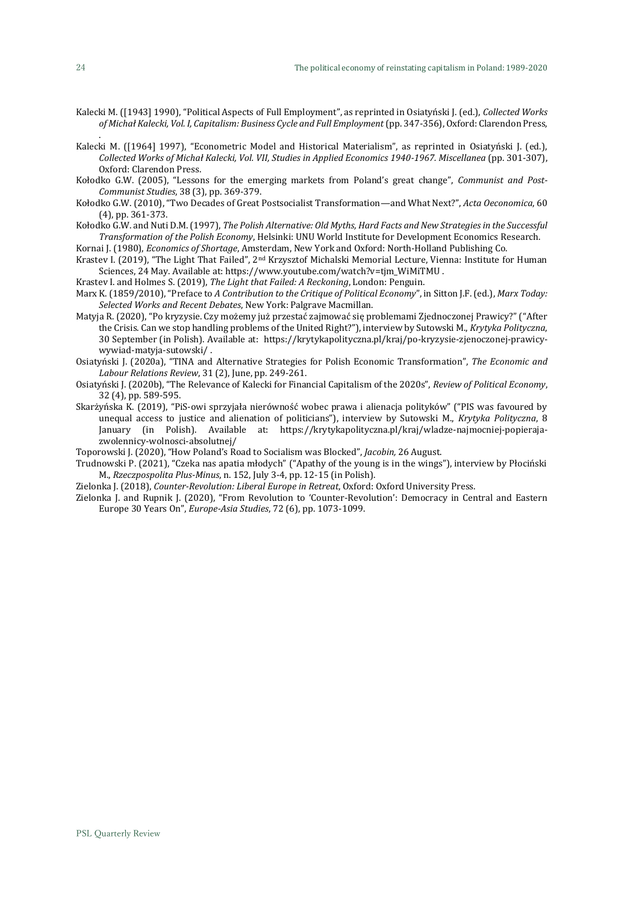Kalecki M. ([1943] 1990), "Political Aspects of Full Employment", as reprinted in Osiatyński J. (ed.), *Collected Works of Michał Kalecki, Vol. I, Capitalism: Business Cycle and Full Employment* (pp. 347-356), Oxford: Clarendon Press, .

Kalecki M. ([1964] 1997), "Econometric Model and Historical Materialism", as reprinted in Osiatyński J. (ed.), *Collected Works of Michał Kalecki, Vol. VII, Studies in Applied Economics 1940-1967. Miscellanea* (pp. 301-307), Oxford: Clarendon Press.

Kołodko G.W. (2005), "Lessons for the emerging markets from Poland's great change", *Communist and Post-Communist Studies*, 38 (3), pp. 369-379.

Kołodko G.W. (2010), "Two Decades of Great Postsocialist Transformation—and What Next?", *Acta Oeconomica*, 60 (4), pp. 361-373.

Kołodko G.W. and Nuti D.M. (1997), *The Polish Alternative: Old Myths, Hard Facts and New Strategies in the Successful Transformation of the Polish Economy*, Helsinki: UNU World Institute for Development Economics Research.

Kornai J. (1980), *Economics of Shortage*, Amsterdam, New York and Oxford: North-Holland Publishing Co.

Krastev I. (2019), "The Light That Failed", 2nd Krzysztof Michalski Memorial Lecture, Vienna: Institute for Human Sciences, 24 May. Available at: https://www.youtube.com/watch?v=tjm_WiMiTMU .

Krastev I. and Holmes S. (2019), *The Light that Failed: A Reckoning*, London: Penguin.

Marx K. (1859/2010), "Preface to *A Contribution to the Critique of Political Economy*", in Sitton J.F. (ed.), *Marx Today: Selected Works and Recent Debates*, New York: Palgrave Macmillan.

Matyja R. (2020), "Po kryzysie. Czy możemy już przestać zajmować się problemami Zjednoczonej Prawicy?" ("After the Crisis. Can we stop handling problems of the United Right?"), interview by Sutowski M., *Krytyka Polityczna*, 30 September (in Polish). Available at: https://krytykapolityczna.pl/kraj/po-kryzysie-zjenoczonej-prawicy-wywiad-matyja-sutowski/ .

Osiatyński J. (2020a), "TINA and Alternative Strategies for Polish Economic Transformation", *The Economic and Labour Relations Review*, 31 (2), June, pp. 249-261.

Osiatyński J. (2020b), "The Relevance of Kalecki for Financial Capitalism of the 2020s", *Review of Political Economy*, 32 (4), pp. 589-595.

Skarżyńska K. (2019), "PiS-owi sprzyjała nierówność wobec prawa i alienacja polityków" ("PIS was favoured by unequal access to justice and alienation of politicians"), interview by Sutowski M., *Krytyka Polityczna*, 8 January (in Polish). Available at: https://krytykapolityczna.pl/kraj/wladze-najmocniej-popierajazwolennicy-wolnosci-absolutnej/

Toporowski J. (2020), "How Poland's Road to Socialism was Blocked", *Jacobin*, 26 August.

Trudnowski P. (2021), "Czeka nas apatia młodych" ("Apathy of the young is in the wings"), interview by Płociński M., *Rzeczpospolita Plus-Minus*, n. 152, July 3-4, pp. 12-15 (in Polish).

Zielonka J. (2018), *Counter-Revolution: Liberal Europe in Retreat*, Oxford: Oxford University Press.

Zielonka J. and Rupnik J. (2020), "From Revolution to 'Counter-Revolution': Democracy in Central and Eastern Europe 30 Years On", *Europe-Asia Studies*, 72 (6), pp. 1073-1099.